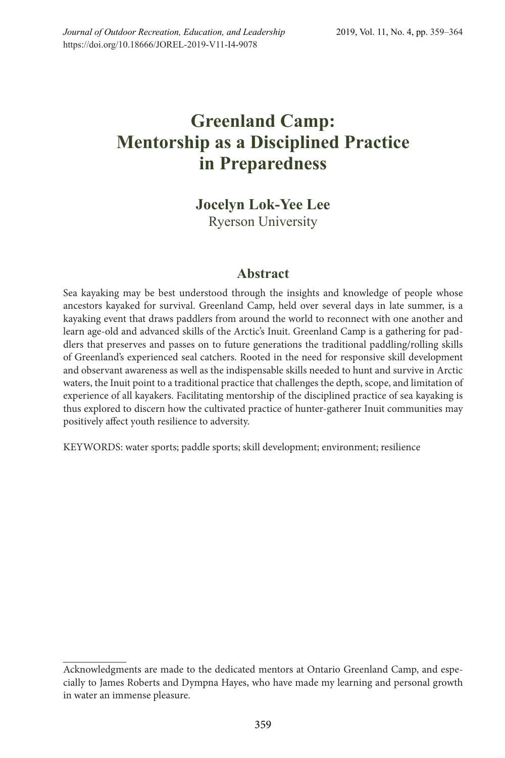# Greenland Camp: Mentorship as a Disciplined Practice in Preparedness

**Jocelyn Lok-Yee Lee**
Ryerson University

## Abstract

Sea kayaking may be best understood through the insights and knowledge of people whose ancestors kayaked for survival. Greenland Camp, held over several days in late summer, is a kayaking event that draws paddlers from around the world to reconnect with one another and learn age-old and advanced skills of the Arctic's Inuit. Greenland Camp is a gathering for paddlers that preserves and passes on to future generations the traditional paddling/rolling skills of Greenland's experienced seal catchers. Rooted in the need for responsive skill development and observant awareness as well as the indispensable skills needed to hunt and survive in Arctic waters, the Inuit point to a traditional practice that challenges the depth, scope, and limitation of experience of all kayakers. Facilitating mentorship of the disciplined practice of sea kayaking is thus explored to discern how the cultivated practice of hunter-gatherer Inuit communities may positively affect youth resilience to adversity.

KEYWORDS: water sports; paddle sports; skill development; environment; resilience

---

Acknowledgments are made to the dedicated mentors at Ontario Greenland Camp, and especially to James Roberts and Dympna Hayes, who have made my learning and personal growth in water an immense pleasure.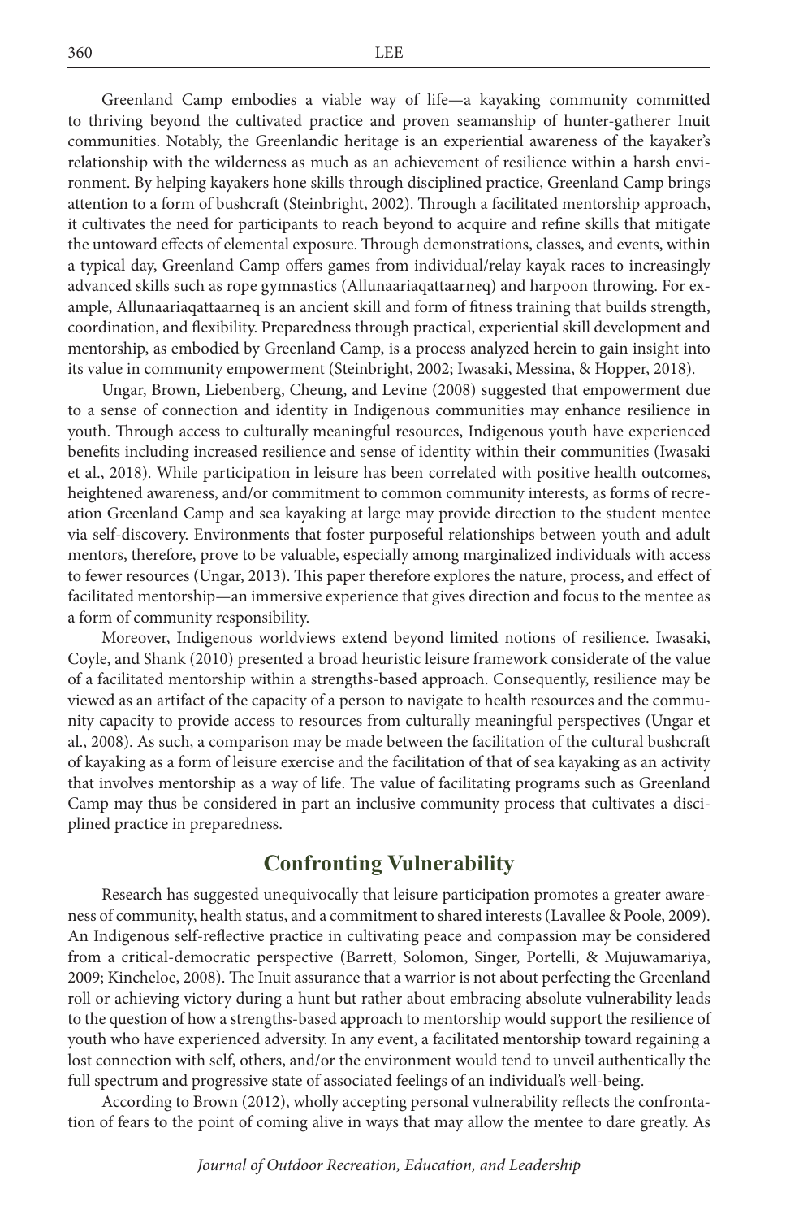Greenland Camp embodies a viable way of life—a kayaking community committed to thriving beyond the cultivated practice and proven seamanship of hunter-gatherer Inuit communities. Notably, the Greenlandic heritage is an experiential awareness of the kayaker's relationship with the wilderness as much as an achievement of resilience within a harsh environment. By helping kayakers hone skills through disciplined practice, Greenland Camp brings attention to a form of bushcraft (Steinbright, 2002). Through a facilitated mentorship approach, it cultivates the need for participants to reach beyond to acquire and refine skills that mitigate the untoward effects of elemental exposure. Through demonstrations, classes, and events, within a typical day, Greenland Camp offers games from individual/relay kayak races to increasingly advanced skills such as rope gymnastics (Allunaariaqattaarneq) and harpoon throwing. For example, Allunaariaqattaarneq is an ancient skill and form of fitness training that builds strength, coordination, and flexibility. Preparedness through practical, experiential skill development and mentorship, as embodied by Greenland Camp, is a process analyzed herein to gain insight into its value in community empowerment (Steinbright, 2002; Iwasaki, Messina, & Hopper, 2018).

Ungar, Brown, Liebenberg, Cheung, and Levine (2008) suggested that empowerment due to a sense of connection and identity in Indigenous communities may enhance resilience in youth. Through access to culturally meaningful resources, Indigenous youth have experienced benefits including increased resilience and sense of identity within their communities (Iwasaki et al., 2018). While participation in leisure has been correlated with positive health outcomes, heightened awareness, and/or commitment to common community interests, as forms of recreation Greenland Camp and sea kayaking at large may provide direction to the student mentee via self-discovery. Environments that foster purposeful relationships between youth and adult mentors, therefore, prove to be valuable, especially among marginalized individuals with access to fewer resources (Ungar, 2013). This paper therefore explores the nature, process, and effect of facilitated mentorship—an immersive experience that gives direction and focus to the mentee as a form of community responsibility.

Moreover, Indigenous worldviews extend beyond limited notions of resilience. Iwasaki, Coyle, and Shank (2010) presented a broad heuristic leisure framework considerate of the value of a facilitated mentorship within a strengths-based approach. Consequently, resilience may be viewed as an artifact of the capacity of a person to navigate to health resources and the community capacity to provide access to resources from culturally meaningful perspectives (Ungar et al., 2008). As such, a comparison may be made between the facilitation of the cultural bushcraft of kayaking as a form of leisure exercise and the facilitation of that of sea kayaking as an activity that involves mentorship as a way of life. The value of facilitating programs such as Greenland Camp may thus be considered in part an inclusive community process that cultivates a disciplined practice in preparedness.

## Confronting Vulnerability

Research has suggested unequivocally that leisure participation promotes a greater awareness of community, health status, and a commitment to shared interests (Lavallee & Poole, 2009). An Indigenous self-reflective practice in cultivating peace and compassion may be considered from a critical-democratic perspective (Barrett, Solomon, Singer, Portelli, & Mujuwamariya, 2009; Kincheloe, 2008). The Inuit assurance that a warrior is not about perfecting the Greenland roll or achieving victory during a hunt but rather about embracing absolute vulnerability leads to the question of how a strengths-based approach to mentorship would support the resilience of youth who have experienced adversity. In any event, a facilitated mentorship toward regaining a lost connection with self, others, and/or the environment would tend to unveil authentically the full spectrum and progressive state of associated feelings of an individual's well-being.

According to Brown (2012), wholly accepting personal vulnerability reflects the confrontation of fears to the point of coming alive in ways that may allow the mentee to dare greatly. As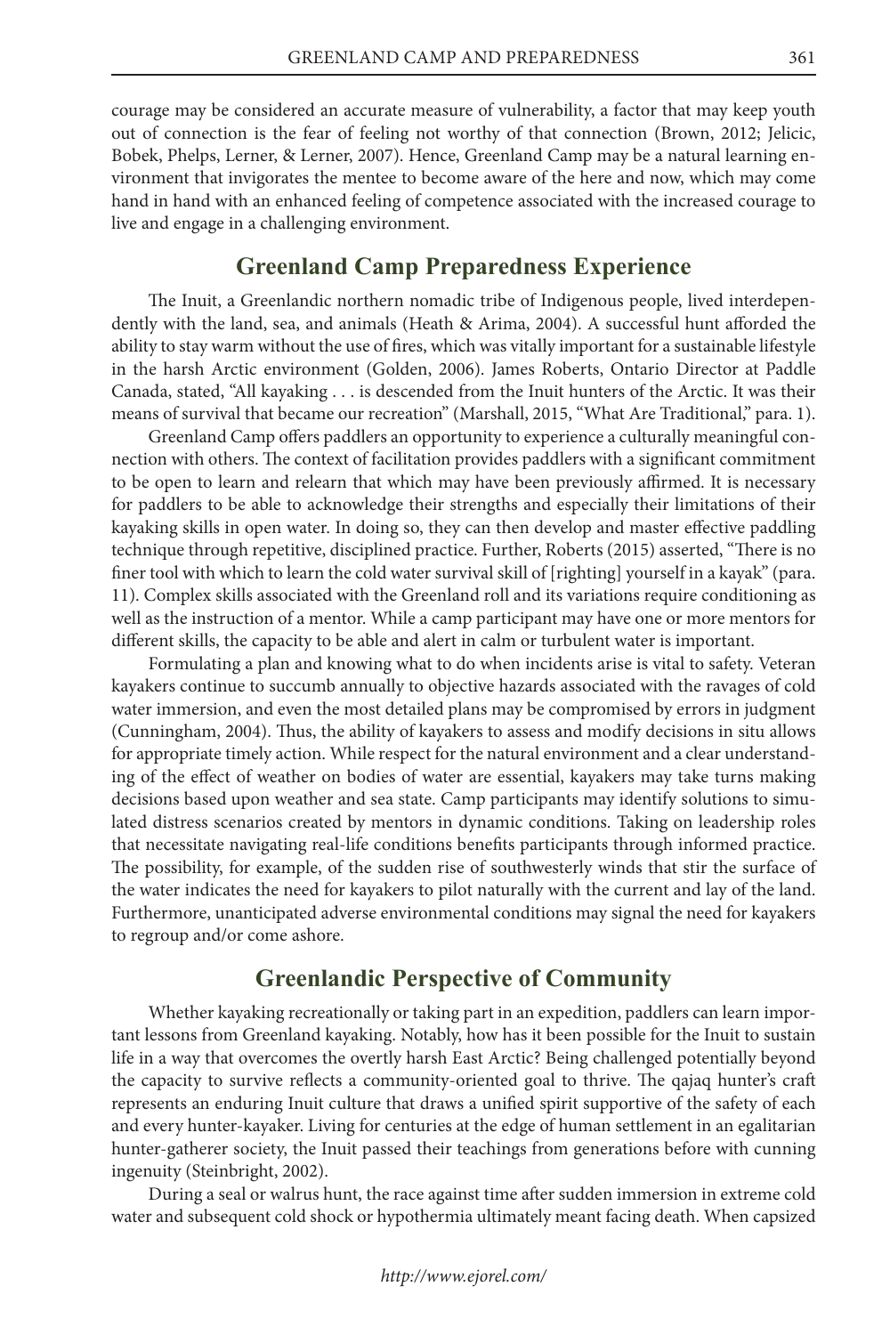courage may be considered an accurate measure of vulnerability, a factor that may keep youth out of connection is the fear of feeling not worthy of that connection (Brown, 2012; Jelicic, Bobek, Phelps, Lerner, & Lerner, 2007). Hence, Greenland Camp may be a natural learning environment that invigorates the mentee to become aware of the here and now, which may come hand in hand with an enhanced feeling of competence associated with the increased courage to live and engage in a challenging environment.

## Greenland Camp Preparedness Experience

The Inuit, a Greenlandic northern nomadic tribe of Indigenous people, lived interdependently with the land, sea, and animals (Heath & Arima, 2004). A successful hunt afforded the ability to stay warm without the use of fires, which was vitally important for a sustainable lifestyle in the harsh Arctic environment (Golden, 2006). James Roberts, Ontario Director at Paddle Canada, stated, "All kayaking . . . is descended from the Inuit hunters of the Arctic. It was their means of survival that became our recreation" (Marshall, 2015, "What Are Traditional," para. 1).

Greenland Camp offers paddlers an opportunity to experience a culturally meaningful connection with others. The context of facilitation provides paddlers with a significant commitment to be open to learn and relearn that which may have been previously affirmed. It is necessary for paddlers to be able to acknowledge their strengths and especially their limitations of their kayaking skills in open water. In doing so, they can then develop and master effective paddling technique through repetitive, disciplined practice. Further, Roberts (2015) asserted, "There is no finer tool with which to learn the cold water survival skill of [righting] yourself in a kayak" (para. 11). Complex skills associated with the Greenland roll and its variations require conditioning as well as the instruction of a mentor. While a camp participant may have one or more mentors for different skills, the capacity to be able and alert in calm or turbulent water is important.

Formulating a plan and knowing what to do when incidents arise is vital to safety. Veteran kayakers continue to succumb annually to objective hazards associated with the ravages of cold water immersion, and even the most detailed plans may be compromised by errors in judgment (Cunningham, 2004). Thus, the ability of kayakers to assess and modify decisions in situ allows for appropriate timely action. While respect for the natural environment and a clear understanding of the effect of weather on bodies of water are essential, kayakers may take turns making decisions based upon weather and sea state. Camp participants may identify solutions to simulated distress scenarios created by mentors in dynamic conditions. Taking on leadership roles that necessitate navigating real-life conditions benefits participants through informed practice. The possibility, for example, of the sudden rise of southwesterly winds that stir the surface of the water indicates the need for kayakers to pilot naturally with the current and lay of the land. Furthermore, unanticipated adverse environmental conditions may signal the need for kayakers to regroup and/or come ashore.

## Greenlandic Perspective of Community

Whether kayaking recreationally or taking part in an expedition, paddlers can learn important lessons from Greenland kayaking. Notably, how has it been possible for the Inuit to sustain life in a way that overcomes the overtly harsh East Arctic? Being challenged potentially beyond the capacity to survive reflects a community-oriented goal to thrive. The qajaq hunter's craft represents an enduring Inuit culture that draws a unified spirit supportive of the safety of each and every hunter-kayaker. Living for centuries at the edge of human settlement in an egalitarian hunter-gatherer society, the Inuit passed their teachings from generations before with cunning ingenuity (Steinbright, 2002).

During a seal or walrus hunt, the race against time after sudden immersion in extreme cold water and subsequent cold shock or hypothermia ultimately meant facing death. When capsized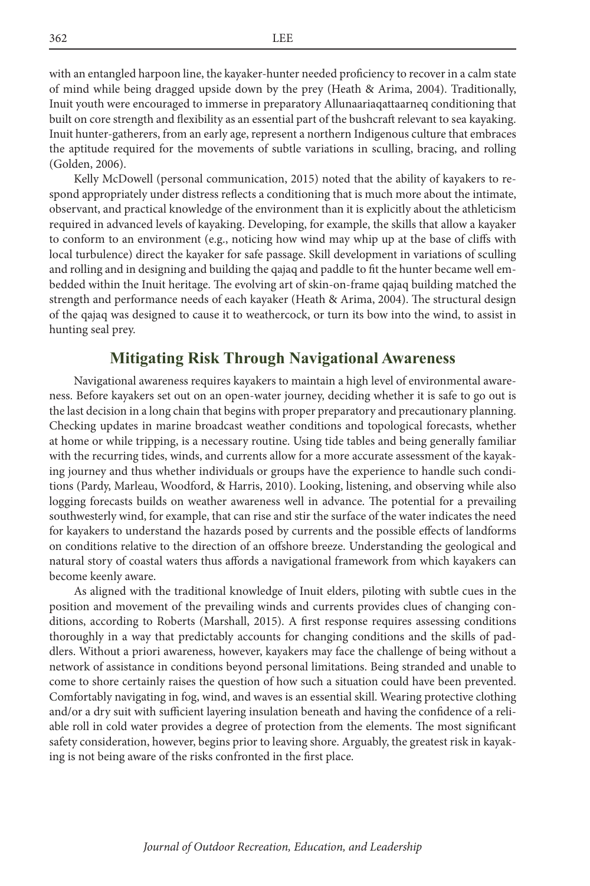with an entangled harpoon line, the kayaker-hunter needed proficiency to recover in a calm state of mind while being dragged upside down by the prey (Heath & Arima, 2004). Traditionally, Inuit youth were encouraged to immerse in preparatory Allunaariaqattaarneq conditioning that built on core strength and flexibility as an essential part of the bushcraft relevant to sea kayaking. Inuit hunter-gatherers, from an early age, represent a northern Indigenous culture that embraces the aptitude required for the movements of subtle variations in sculling, bracing, and rolling (Golden, 2006).

Kelly McDowell (personal communication, 2015) noted that the ability of kayakers to respond appropriately under distress reflects a conditioning that is much more about the intimate, observant, and practical knowledge of the environment than it is explicitly about the athleticism required in advanced levels of kayaking. Developing, for example, the skills that allow a kayaker to conform to an environment (e.g., noticing how wind may whip up at the base of cliffs with local turbulence) direct the kayaker for safe passage. Skill development in variations of sculling and rolling and in designing and building the qajaq and paddle to fit the hunter became well embedded within the Inuit heritage. The evolving art of skin-on-frame qajaq building matched the strength and performance needs of each kayaker (Heath & Arima, 2004). The structural design of the qajaq was designed to cause it to weathercock, or turn its bow into the wind, to assist in hunting seal prey.

## Mitigating Risk Through Navigational Awareness

Navigational awareness requires kayakers to maintain a high level of environmental awareness. Before kayakers set out on an open-water journey, deciding whether it is safe to go out is the last decision in a long chain that begins with proper preparatory and precautionary planning. Checking updates in marine broadcast weather conditions and topological forecasts, whether at home or while tripping, is a necessary routine. Using tide tables and being generally familiar with the recurring tides, winds, and currents allow for a more accurate assessment of the kayaking journey and thus whether individuals or groups have the experience to handle such conditions (Pardy, Marleau, Woodford, & Harris, 2010). Looking, listening, and observing while also logging forecasts builds on weather awareness well in advance. The potential for a prevailing southwesterly wind, for example, that can rise and stir the surface of the water indicates the need for kayakers to understand the hazards posed by currents and the possible effects of landforms on conditions relative to the direction of an offshore breeze. Understanding the geological and natural story of coastal waters thus affords a navigational framework from which kayakers can become keenly aware.

As aligned with the traditional knowledge of Inuit elders, piloting with subtle cues in the position and movement of the prevailing winds and currents provides clues of changing conditions, according to Roberts (Marshall, 2015). A first response requires assessing conditions thoroughly in a way that predictably accounts for changing conditions and the skills of paddlers. Without a priori awareness, however, kayakers may face the challenge of being without a network of assistance in conditions beyond personal limitations. Being stranded and unable to come to shore certainly raises the question of how such a situation could have been prevented. Comfortably navigating in fog, wind, and waves is an essential skill. Wearing protective clothing and/or a dry suit with sufficient layering insulation beneath and having the confidence of a reliable roll in cold water provides a degree of protection from the elements. The most significant safety consideration, however, begins prior to leaving shore. Arguably, the greatest risk in kayaking is not being aware of the risks confronted in the first place.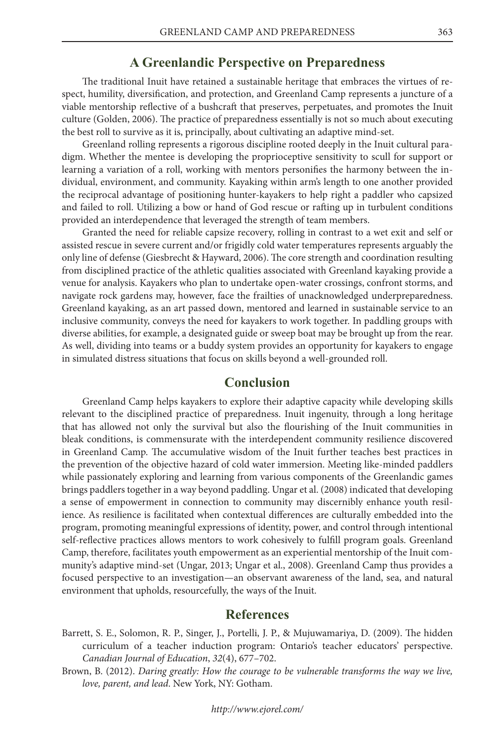## A Greenlandic Perspective on Preparedness

The traditional Inuit have retained a sustainable heritage that embraces the virtues of respect, humility, diversification, and protection, and Greenland Camp represents a juncture of a viable mentorship reflective of a bushcraft that preserves, perpetuates, and promotes the Inuit culture (Golden, 2006). The practice of preparedness essentially is not so much about executing the best roll to survive as it is, principally, about cultivating an adaptive mind-set.

Greenland rolling represents a rigorous discipline rooted deeply in the Inuit cultural paradigm. Whether the mentee is developing the proprioceptive sensitivity to scull for support or learning a variation of a roll, working with mentors personifies the harmony between the individual, environment, and community. Kayaking within arm's length to one another provided the reciprocal advantage of positioning hunter-kayakers to help right a paddler who capsized and failed to roll. Utilizing a bow or hand of God rescue or rafting up in turbulent conditions provided an interdependence that leveraged the strength of team members.

Granted the need for reliable capsize recovery, rolling in contrast to a wet exit and self or assisted rescue in severe current and/or frigidly cold water temperatures represents arguably the only line of defense (Giesbrecht & Hayward, 2006). The core strength and coordination resulting from disciplined practice of the athletic qualities associated with Greenland kayaking provide a venue for analysis. Kayakers who plan to undertake open-water crossings, confront storms, and navigate rock gardens may, however, face the frailties of unacknowledged underpreparedness. Greenland kayaking, as an art passed down, mentored and learned in sustainable service to an inclusive community, conveys the need for kayakers to work together. In paddling groups with diverse abilities, for example, a designated guide or sweep boat may be brought up from the rear. As well, dividing into teams or a buddy system provides an opportunity for kayakers to engage in simulated distress situations that focus on skills beyond a well-grounded roll.

## Conclusion

Greenland Camp helps kayakers to explore their adaptive capacity while developing skills relevant to the disciplined practice of preparedness. Inuit ingenuity, through a long heritage that has allowed not only the survival but also the flourishing of the Inuit communities in bleak conditions, is commensurate with the interdependent community resilience discovered in Greenland Camp. The accumulative wisdom of the Inuit further teaches best practices in the prevention of the objective hazard of cold water immersion. Meeting like-minded paddlers while passionately exploring and learning from various components of the Greenlandic games brings paddlers together in a way beyond paddling. Ungar et al. (2008) indicated that developing a sense of empowerment in connection to community may discernibly enhance youth resilience. As resilience is facilitated when contextual differences are culturally embedded into the program, promoting meaningful expressions of identity, power, and control through intentional self-reflective practices allows mentors to work cohesively to fulfill program goals. Greenland Camp, therefore, facilitates youth empowerment as an experiential mentorship of the Inuit community's adaptive mind-set (Ungar, 2013; Ungar et al., 2008). Greenland Camp thus provides a focused perspective to an investigation—an observant awareness of the land, sea, and natural environment that upholds, resourcefully, the ways of the Inuit.

## References

Barrett, S. E., Solomon, R. P., Singer, J., Portelli, J. P., & Mujuwamariya, D. (2009). The hidden curriculum of a teacher induction program: Ontario's teacher educators' perspective. *Canadian Journal of Education*, *32*(4), 677–702.

Brown, B. (2012). *Daring greatly: How the courage to be vulnerable transforms the way we live, love, parent, and lead*. New York, NY: Gotham.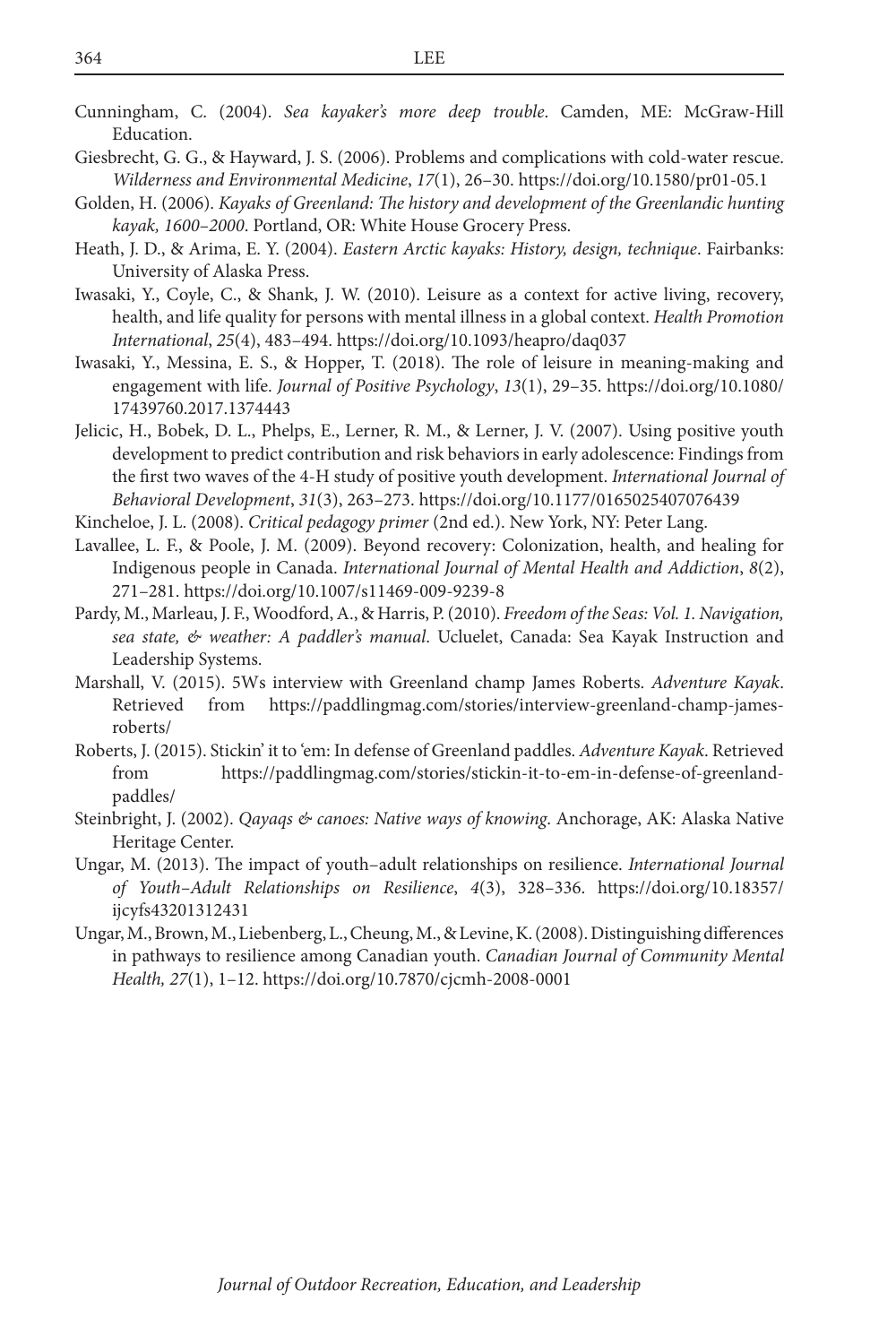Cunningham, C. (2004). *Sea kayaker's more deep trouble*. Camden, ME: McGraw-Hill Education.

Giesbrecht, G. G., & Hayward, J. S. (2006). Problems and complications with cold-water rescue. *Wilderness and Environmental Medicine*, *17*(1), 26–30. https://doi.org/10.1580/pr01-05.1

Golden, H. (2006). *Kayaks of Greenland: The history and development of the Greenlandic hunting kayak, 1600–2000*. Portland, OR: White House Grocery Press.

Heath, J. D., & Arima, E. Y. (2004). *Eastern Arctic kayaks: History, design, technique*. Fairbanks: University of Alaska Press.

Iwasaki, Y., Coyle, C., & Shank, J. W. (2010). Leisure as a context for active living, recovery, health, and life quality for persons with mental illness in a global context. *Health Promotion International*, *25*(4), 483–494. https://doi.org/10.1093/heapro/daq037

Iwasaki, Y., Messina, E. S., & Hopper, T. (2018). The role of leisure in meaning-making and engagement with life. *Journal of Positive Psychology*, *13*(1), 29–35. https://doi.org/10.1080/17439760.2017.1374443

Jelicic, H., Bobek, D. L., Phelps, E., Lerner, R. M., & Lerner, J. V. (2007). Using positive youth development to predict contribution and risk behaviors in early adolescence: Findings from the first two waves of the 4-H study of positive youth development. *International Journal of Behavioral Development*, *31*(3), 263–273. https://doi.org/10.1177/0165025407076439

Kincheloe, J. L. (2008). *Critical pedagogy primer* (2nd ed.). New York, NY: Peter Lang.

Lavallee, L. F., & Poole, J. M. (2009). Beyond recovery: Colonization, health, and healing for Indigenous people in Canada. *International Journal of Mental Health and Addiction*, *8*(2), 271–281. https://doi.org/10.1007/s11469-009-9239-8

Pardy, M., Marleau, J. F., Woodford, A., & Harris, P. (2010). *Freedom of the Seas: Vol. 1. Navigation, sea state, & weather: A paddler's manual*. Ucluelet, Canada: Sea Kayak Instruction and Leadership Systems.

Marshall, V. (2015). 5Ws interview with Greenland champ James Roberts. *Adventure Kayak*. Retrieved from https://paddlingmag.com/stories/interview-greenland-champ-james-roberts/

Roberts, J. (2015). Stickin' it to 'em: In defense of Greenland paddles. *Adventure Kayak*. Retrieved from https://paddlingmag.com/stories/stickin-it-to-em-in-defense-of-greenland-paddles/

Steinbright, J. (2002). *Qayaqs & canoes: Native ways of knowing*. Anchorage, AK: Alaska Native Heritage Center.

Ungar, M. (2013). The impact of youth–adult relationships on resilience. *International Journal of Youth–Adult Relationships on Resilience*, *4*(3), 328–336. https://doi.org/10.18357/ijcyfs43201312431

Ungar, M., Brown, M., Liebenberg, L., Cheung, M., & Levine, K. (2008). Distinguishing differences in pathways to resilience among Canadian youth. *Canadian Journal of Community Mental Health, 27*(1), 1–12. https://doi.org/10.7870/cjcmh-2008-0001